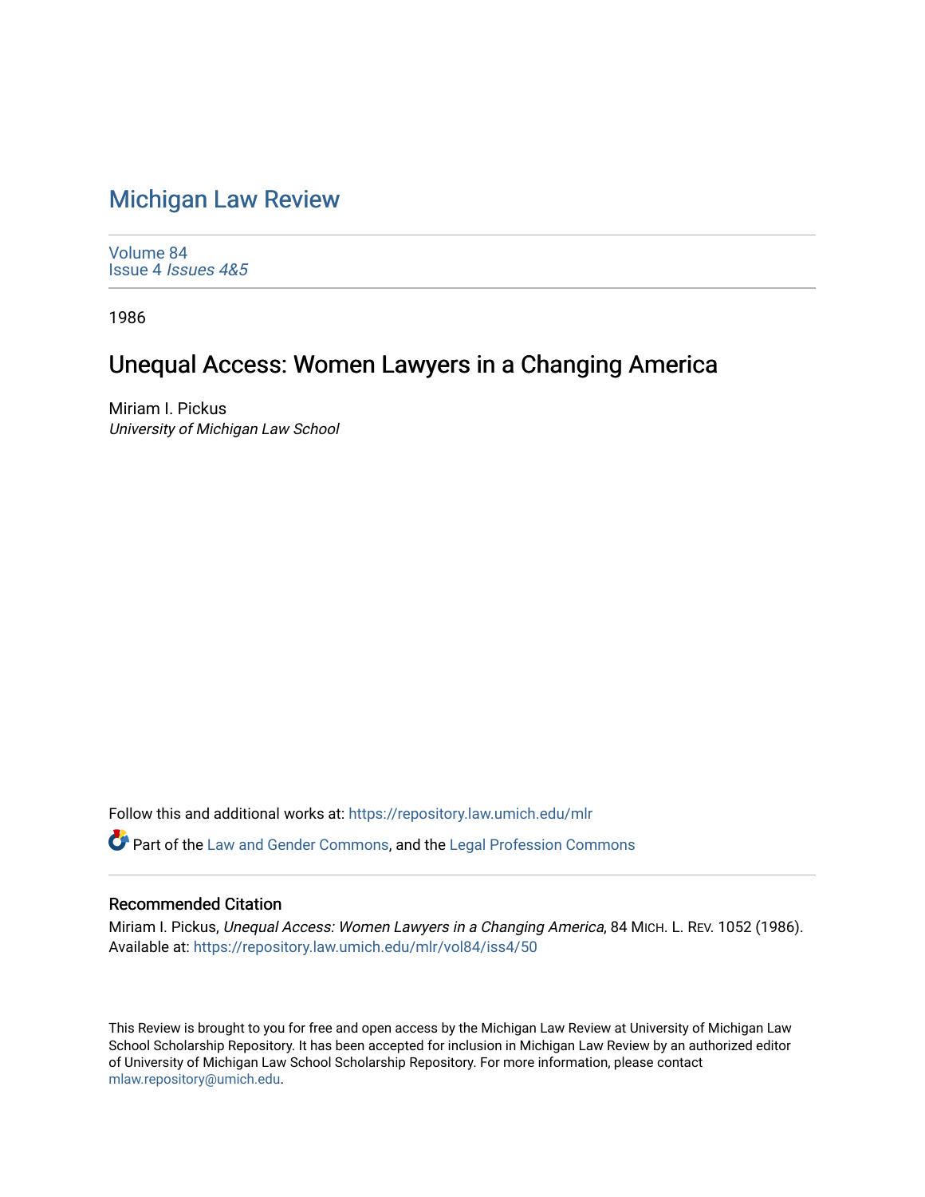# Michigan Law Review

Volume 84
Issue 4 *Issues 4&5*

1986

## Unequal Access: Women Lawyers in a Changing America

Miriam I. Pickus
*University of Michigan Law School*

Follow this and additional works at: https://repository.law.umich.edu/mlr

Part of the Law and Gender Commons, and the Legal Profession Commons

### Recommended Citation

Miriam I. Pickus, *Unequal Access: Women Lawyers in a Changing America*, 84 MICH. L. REV. 1052 (1986).
Available at: https://repository.law.umich.edu/mlr/vol84/iss4/50

This Review is brought to you for free and open access by the Michigan Law Review at University of Michigan Law School Scholarship Repository. It has been accepted for inclusion in Michigan Law Review by an authorized editor of University of Michigan Law School Scholarship Repository. For more information, please contact mlaw.repository@umich.edu.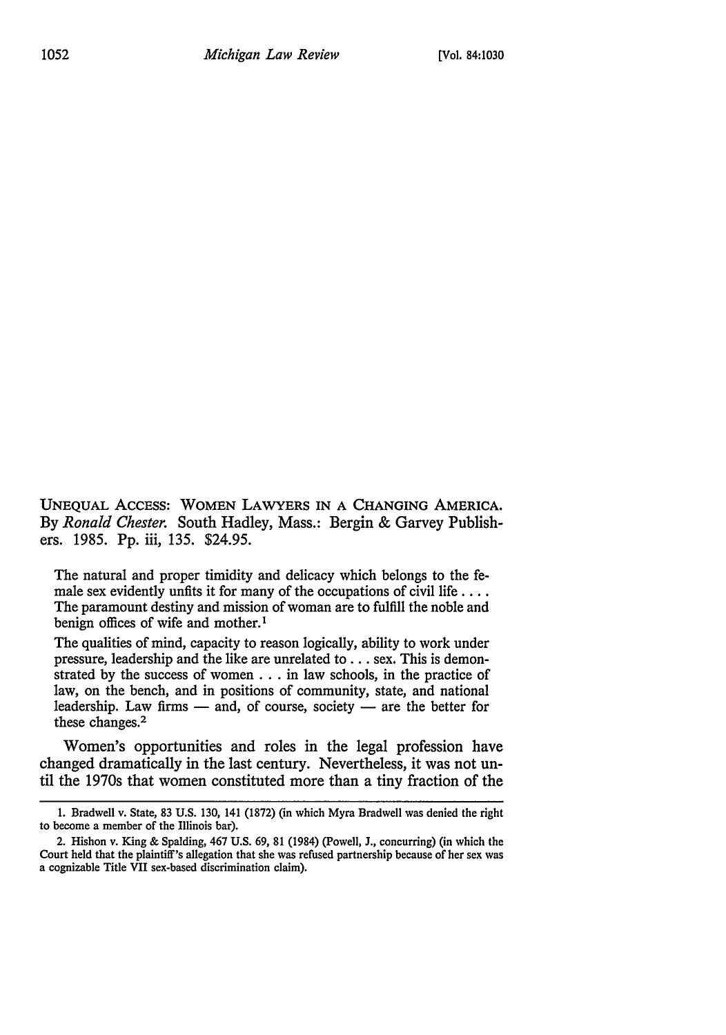UNEQUAL ACCESS: WOMEN LAWYERS IN A CHANGING AMERICA. By *Ronald Chester.* South Hadley, Mass.: Bergin & Garvey Publishers. 1985. Pp. iii, 135. $24.95.

> The natural and proper timidity and delicacy which belongs to the female sex evidently unfits it for many of the occupations of civil life .... The paramount destiny and mission of woman are to fulfill the noble and benign offices of wife and mother.[1]

> The qualities of mind, capacity to reason logically, ability to work under pressure, leadership and the like are unrelated to . . . sex. This is demonstrated by the success of women . . . in law schools, in the practice of law, on the bench, and in positions of community, state, and national leadership. Law firms — and, of course, society — are the better for these changes.[2]

Women's opportunities and roles in the legal profession have changed dramatically in the last century. Nevertheless, it was not until the 1970s that women constituted more than a tiny fraction of the

---

1. Bradwell v. State, 83 U.S. 130, 141 (1872) (in which Myra Bradwell was denied the right to become a member of the Illinois bar).

2. Hishon v. King & Spalding, 467 U.S. 69, 81 (1984) (Powell, J., concurring) (in which the Court held that the plaintiff's allegation that she was refused partnership because of her sex was a cognizable Title VII sex-based discrimination claim).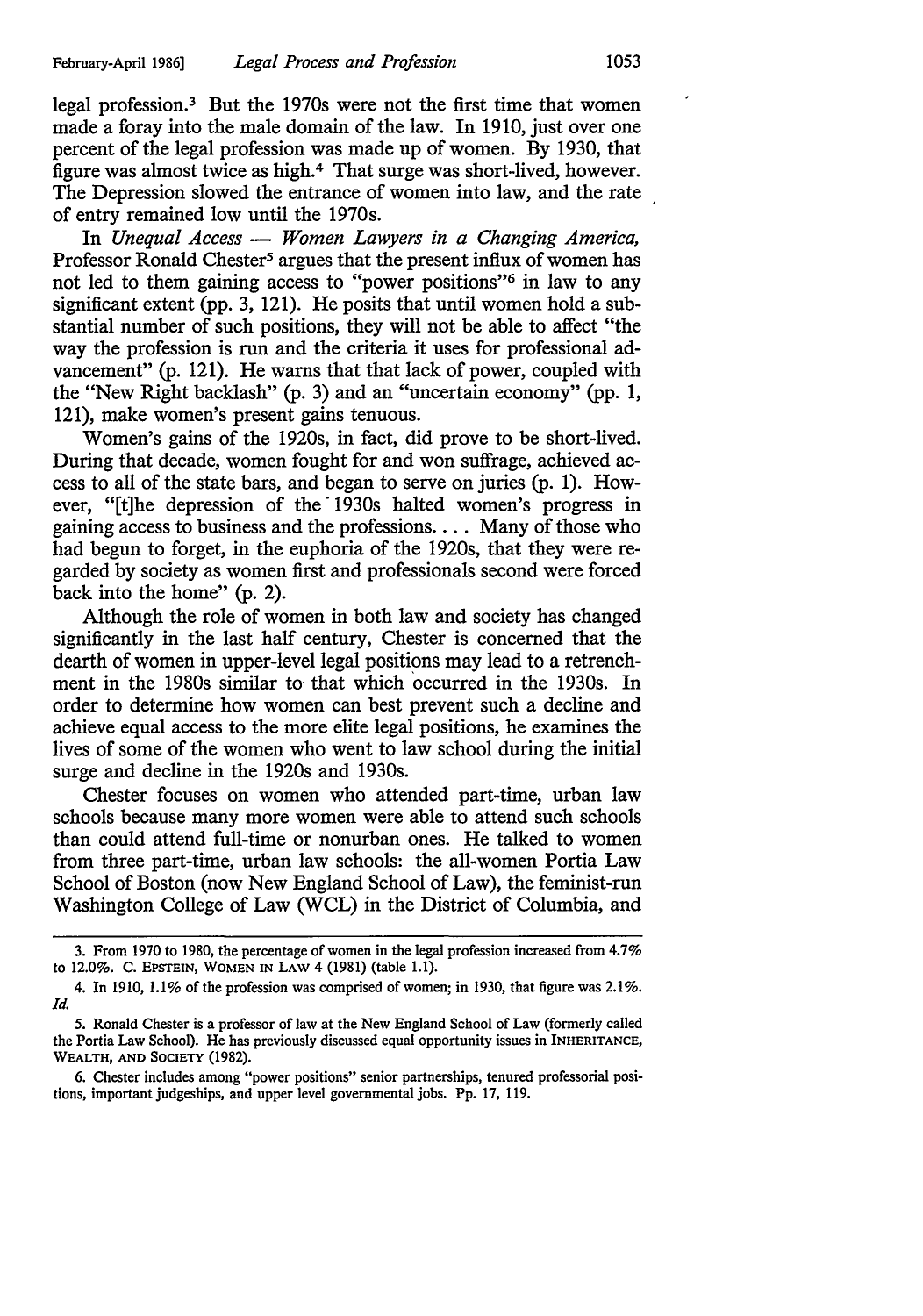legal profession.[3] But the 1970s were not the first time that women made a foray into the male domain of the law. In 1910, just over one percent of the legal profession was made up of women. By 1930, that figure was almost twice as high.[4] That surge was short-lived, however. The Depression slowed the entrance of women into law, and the rate of entry remained low until the 1970s.

In *Unequal Access — Women Lawyers in a Changing America*, Professor Ronald Chester[5] argues that the present influx of women has not led to them gaining access to "power positions"[6] in law to any significant extent (pp. 3, 121). He posits that until women hold a substantial number of such positions, they will not be able to affect "the way the profession is run and the criteria it uses for professional advancement" (p. 121). He warns that that lack of power, coupled with the "New Right backlash" (p. 3) and an "uncertain economy" (pp. 1, 121), make women's present gains tenuous.

Women's gains of the 1920s, in fact, did prove to be short-lived. During that decade, women fought for and won suffrage, achieved access to all of the state bars, and began to serve on juries (p. 1). However, "[t]he depression of the 1930s halted women's progress in gaining access to business and the professions. . . . Many of those who had begun to forget, in the euphoria of the 1920s, that they were regarded by society as women first and professionals second were forced back into the home" (p. 2).

Although the role of women in both law and society has changed significantly in the last half century, Chester is concerned that the dearth of women in upper-level legal positions may lead to a retrenchment in the 1980s similar to that which occurred in the 1930s. In order to determine how women can best prevent such a decline and achieve equal access to the more elite legal positions, he examines the lives of some of the women who went to law school during the initial surge and decline in the 1920s and 1930s.

Chester focuses on women who attended part-time, urban law schools because many more women were able to attend such schools than could attend full-time or nonurban ones. He talked to women from three part-time, urban law schools: the all-women Portia Law School of Boston (now New England School of Law), the feminist-run Washington College of Law (WCL) in the District of Columbia, and

---

3. From 1970 to 1980, the percentage of women in the legal profession increased from 4.7% to 12.0%. C. EPSTEIN, WOMEN IN LAW 4 (1981) (table 1.1).

4. In 1910, 1.1% of the profession was comprised of women; in 1930, that figure was 2.1%. *Id.*

5. Ronald Chester is a professor of law at the New England School of Law (formerly called the Portia Law School). He has previously discussed equal opportunity issues in INHERITANCE, WEALTH, AND SOCIETY (1982).

6. Chester includes among "power positions" senior partnerships, tenured professorial positions, important judgeships, and upper level governmental jobs. Pp. 17, 119.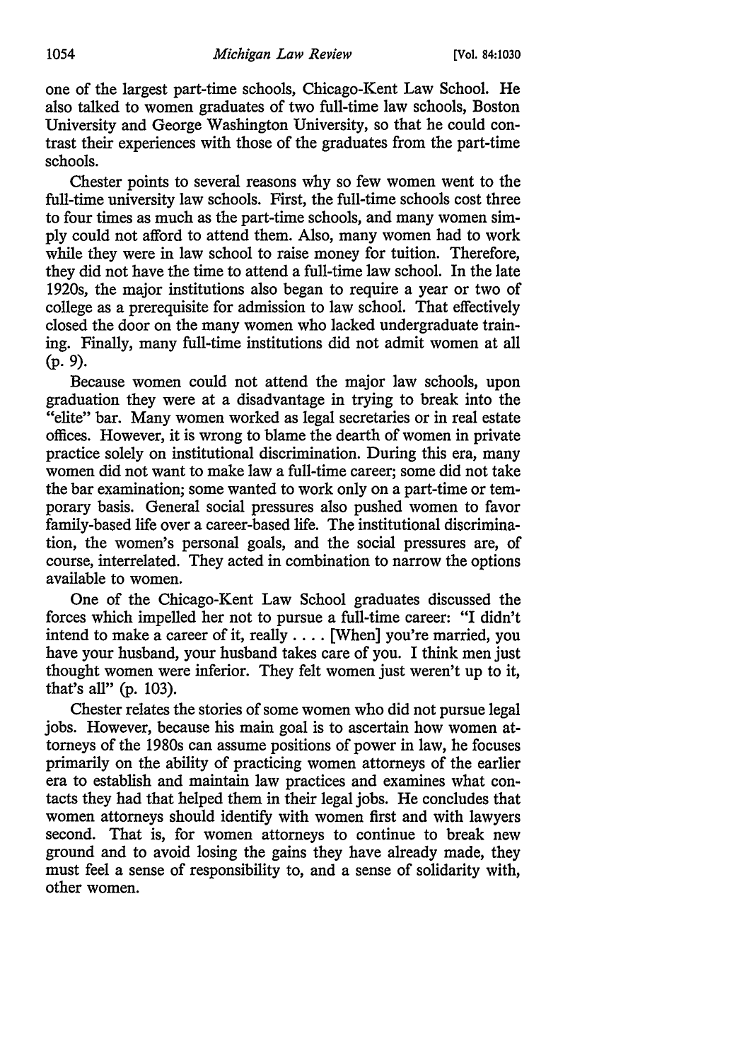one of the largest part-time schools, Chicago-Kent Law School. He also talked to women graduates of two full-time law schools, Boston University and George Washington University, so that he could contrast their experiences with those of the graduates from the part-time schools.

Chester points to several reasons why so few women went to the full-time university law schools. First, the full-time schools cost three to four times as much as the part-time schools, and many women simply could not afford to attend them. Also, many women had to work while they were in law school to raise money for tuition. Therefore, they did not have the time to attend a full-time law school. In the late 1920s, the major institutions also began to require a year or two of college as a prerequisite for admission to law school. That effectively closed the door on the many women who lacked undergraduate training. Finally, many full-time institutions did not admit women at all (p. 9).

Because women could not attend the major law schools, upon graduation they were at a disadvantage in trying to break into the "elite" bar. Many women worked as legal secretaries or in real estate offices. However, it is wrong to blame the dearth of women in private practice solely on institutional discrimination. During this era, many women did not want to make law a full-time career; some did not take the bar examination; some wanted to work only on a part-time or temporary basis. General social pressures also pushed women to favor family-based life over a career-based life. The institutional discrimination, the women's personal goals, and the social pressures are, of course, interrelated. They acted in combination to narrow the options available to women.

One of the Chicago-Kent Law School graduates discussed the forces which impelled her not to pursue a full-time career: "I didn't intend to make a career of it, really . . . . [When] you're married, you have your husband, your husband takes care of you. I think men just thought women were inferior. They felt women just weren't up to it, that's all" (p. 103).

Chester relates the stories of some women who did not pursue legal jobs. However, because his main goal is to ascertain how women attorneys of the 1980s can assume positions of power in law, he focuses primarily on the ability of practicing women attorneys of the earlier era to establish and maintain law practices and examines what contacts they had that helped them in their legal jobs. He concludes that women attorneys should identify with women first and with lawyers second. That is, for women attorneys to continue to break new ground and to avoid losing the gains they have already made, they must feel a sense of responsibility to, and a sense of solidarity with, other women.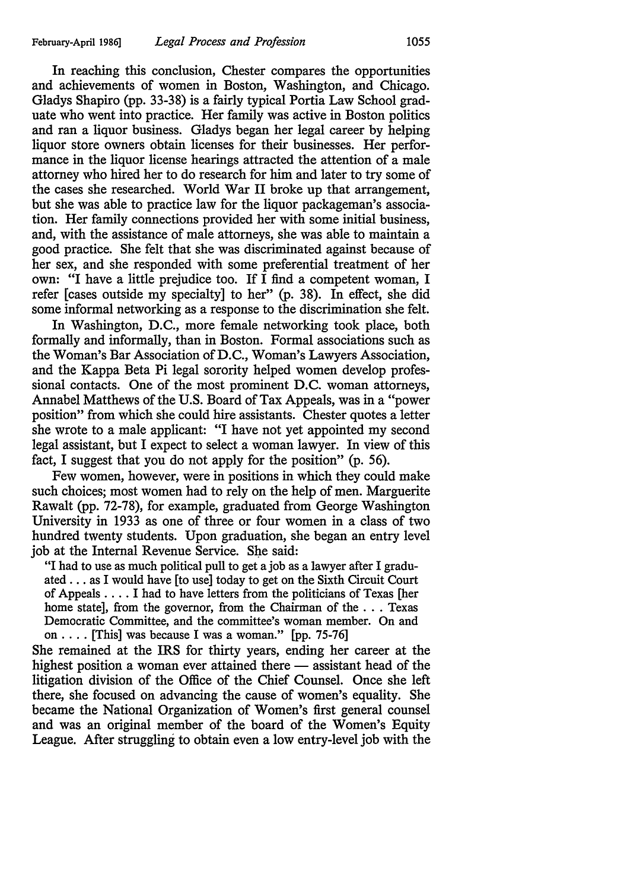In reaching this conclusion, Chester compares the opportunities and achievements of women in Boston, Washington, and Chicago. Gladys Shapiro (pp. 33-38) is a fairly typical Portia Law School graduate who went into practice. Her family was active in Boston politics and ran a liquor business. Gladys began her legal career by helping liquor store owners obtain licenses for their businesses. Her performance in the liquor license hearings attracted the attention of a male attorney who hired her to do research for him and later to try some of the cases she researched. World War II broke up that arrangement, but she was able to practice law for the liquor packageman's association. Her family connections provided her with some initial business, and, with the assistance of male attorneys, she was able to maintain a good practice. She felt that she was discriminated against because of her sex, and she responded with some preferential treatment of her own: "I have a little prejudice too. If I find a competent woman, I refer [cases outside my specialty] to her" (p. 38). In effect, she did some informal networking as a response to the discrimination she felt.

In Washington, D.C., more female networking took place, both formally and informally, than in Boston. Formal associations such as the Woman's Bar Association of D.C., Woman's Lawyers Association, and the Kappa Beta Pi legal sorority helped women develop professional contacts. One of the most prominent D.C. woman attorneys, Annabel Matthews of the U.S. Board of Tax Appeals, was in a "power position" from which she could hire assistants. Chester quotes a letter she wrote to a male applicant: "I have not yet appointed my second legal assistant, but I expect to select a woman lawyer. In view of this fact, I suggest that you do not apply for the position" (p. 56).

Few women, however, were in positions in which they could make such choices; most women had to rely on the help of men. Marguerite Rawalt (pp. 72-78), for example, graduated from George Washington University in 1933 as one of three or four women in a class of two hundred twenty students. Upon graduation, she began an entry level job at the Internal Revenue Service. She said:

> "I had to use as much political pull to get a job as a lawyer after I graduated . . . as I would have [to use] today to get on the Sixth Circuit Court of Appeals . . . . I had to have letters from the politicians of Texas [her home state], from the governor, from the Chairman of the . . . Texas Democratic Committee, and the committee's woman member. On and on . . . . [This] was because I was a woman." [pp. 75-76]

She remained at the IRS for thirty years, ending her career at the highest position a woman ever attained there — assistant head of the litigation division of the Office of the Chief Counsel. Once she left there, she focused on advancing the cause of women's equality. She became the National Organization of Women's first general counsel and was an original member of the board of the Women's Equity League. After struggling to obtain even a low entry-level job with the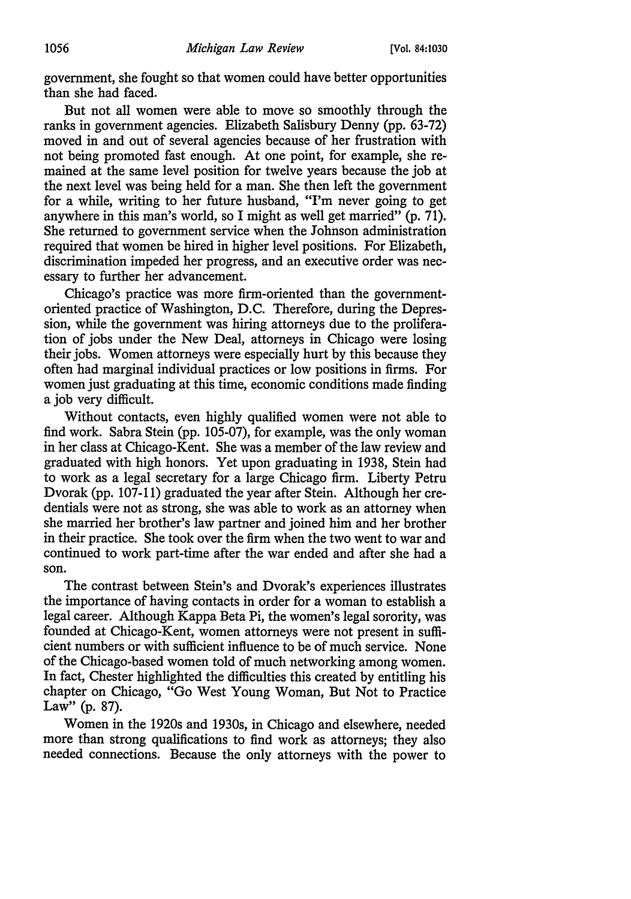government, she fought so that women could have better opportunities than she had faced.

But not all women were able to move so smoothly through the ranks in government agencies. Elizabeth Salisbury Denny (pp. 63-72) moved in and out of several agencies because of her frustration with not being promoted fast enough. At one point, for example, she remained at the same level position for twelve years because the job at the next level was being held for a man. She then left the government for a while, writing to her future husband, "I'm never going to get anywhere in this man's world, so I might as well get married" (p. 71). She returned to government service when the Johnson administration required that women be hired in higher level positions. For Elizabeth, discrimination impeded her progress, and an executive order was necessary to further her advancement.

Chicago's practice was more firm-oriented than the government-oriented practice of Washington, D.C. Therefore, during the Depression, while the government was hiring attorneys due to the proliferation of jobs under the New Deal, attorneys in Chicago were losing their jobs. Women attorneys were especially hurt by this because they often had marginal individual practices or low positions in firms. For women just graduating at this time, economic conditions made finding a job very difficult.

Without contacts, even highly qualified women were not able to find work. Sabra Stein (pp. 105-07), for example, was the only woman in her class at Chicago-Kent. She was a member of the law review and graduated with high honors. Yet upon graduating in 1938, Stein had to work as a legal secretary for a large Chicago firm. Liberty Petru Dvorak (pp. 107-11) graduated the year after Stein. Although her credentials were not as strong, she was able to work as an attorney when she married her brother's law partner and joined him and her brother in their practice. She took over the firm when the two went to war and continued to work part-time after the war ended and after she had a son.

The contrast between Stein's and Dvorak's experiences illustrates the importance of having contacts in order for a woman to establish a legal career. Although Kappa Beta Pi, the women's legal sorority, was founded at Chicago-Kent, women attorneys were not present in sufficient numbers or with sufficient influence to be of much service. None of the Chicago-based women told of much networking among women. In fact, Chester highlighted the difficulties this created by entitling his chapter on Chicago, "Go West Young Woman, But Not to Practice Law" (p. 87).

Women in the 1920s and 1930s, in Chicago and elsewhere, needed more than strong qualifications to find work as attorneys; they also needed connections. Because the only attorneys with the power to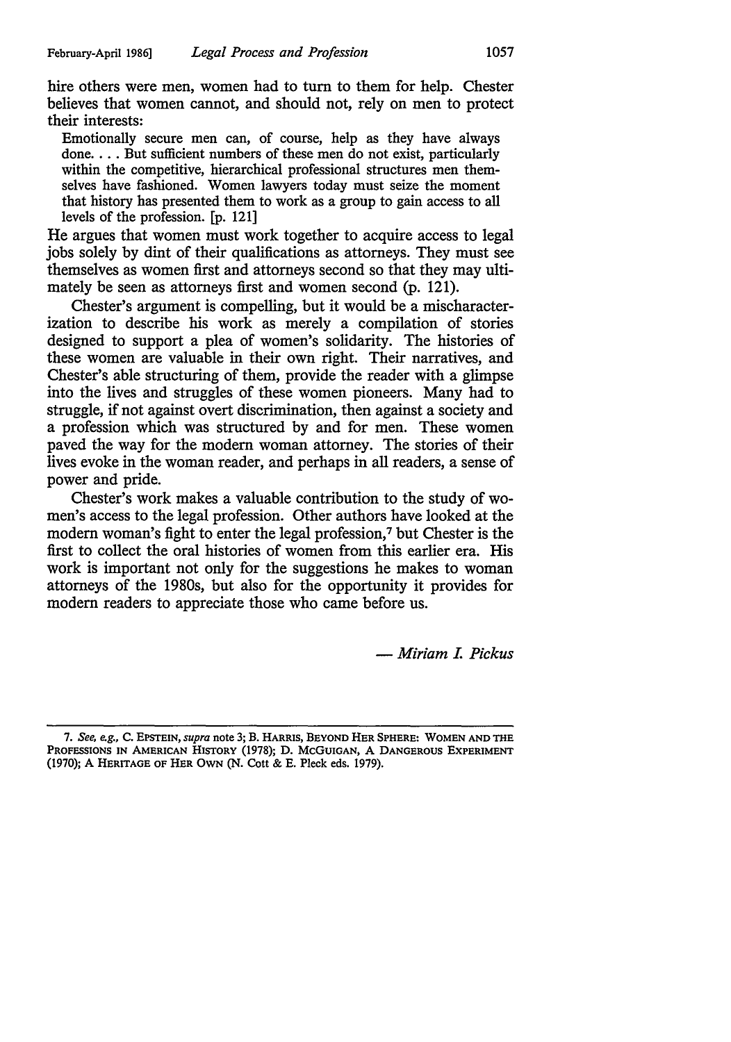hire others were men, women had to turn to them for help. Chester believes that women cannot, and should not, rely on men to protect their interests:

> Emotionally secure men can, of course, help as they have always done. . . . But sufficient numbers of these men do not exist, particularly within the competitive, hierarchical professional structures men themselves have fashioned. Women lawyers today must seize the moment that history has presented them to work as a group to gain access to all levels of the profession. [p. 121]

He argues that women must work together to acquire access to legal jobs solely by dint of their qualifications as attorneys. They must see themselves as women first and attorneys second so that they may ultimately be seen as attorneys first and women second (p. 121).

Chester's argument is compelling, but it would be a mischaracterization to describe his work as merely a compilation of stories designed to support a plea of women's solidarity. The histories of these women are valuable in their own right. Their narratives, and Chester's able structuring of them, provide the reader with a glimpse into the lives and struggles of these women pioneers. Many had to struggle, if not against overt discrimination, then against a society and a profession which was structured by and for men. These women paved the way for the modern woman attorney. The stories of their lives evoke in the woman reader, and perhaps in all readers, a sense of power and pride.

Chester's work makes a valuable contribution to the study of women's access to the legal profession. Other authors have looked at the modern woman's fight to enter the legal profession,[7] but Chester is the first to collect the oral histories of women from this earlier era. His work is important not only for the suggestions he makes to woman attorneys of the 1980s, but also for the opportunity it provides for modern readers to appreciate those who came before us.

— *Miriam I. Pickus*

---

7. *See, e.g.,* C. Epstein, *supra* note 3; B. Harris, Beyond Her Sphere: Women and the Professions in American History (1978); D. McGuigan, A Dangerous Experiment (1970); A Heritage of Her Own (N. Cott & E. Pleck eds. 1979).